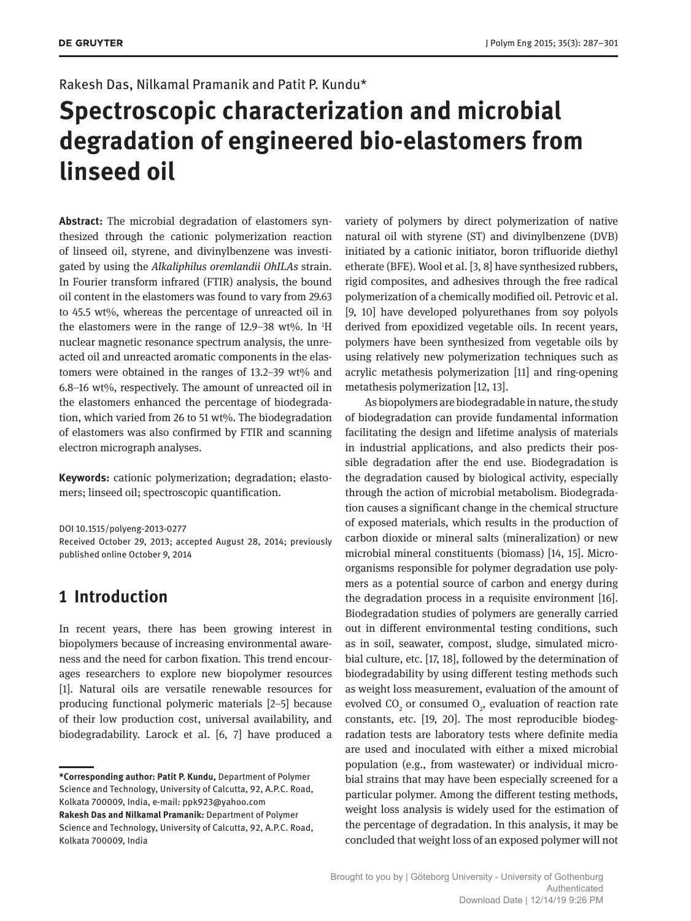Rakesh Das, Nilkamal Pramanik and Patit P. Kundu*

# Spectroscopic characterization and microbial degradation of engineered bio-elastomers from linseed oil

**Abstract:** The microbial degradation of elastomers synthesized through the cationic polymerization reaction of linseed oil, styrene, and divinylbenzene was investigated by using the *Alkaliphilus oremlandii OhILAs* strain. In Fourier transform infrared (FTIR) analysis, the bound oil content in the elastomers was found to vary from 29.63 to 45.5 wt%, whereas the percentage of unreacted oil in the elastomers were in the range of 12.9–38 wt%. In $^1$H nuclear magnetic resonance spectrum analysis, the unreacted oil and unreacted aromatic components in the elastomers were obtained in the ranges of 13.2–39 wt% and 6.8–16 wt%, respectively. The amount of unreacted oil in the elastomers enhanced the percentage of biodegradation, which varied from 26 to 51 wt%. The biodegradation of elastomers was also confirmed by FTIR and scanning electron micrograph analyses.

**Keywords:** cationic polymerization; degradation; elastomers; linseed oil; spectroscopic quantification.

DOI 10.1515/polyeng-2013-0277
Received October 29, 2013; accepted August 28, 2014; previously published online October 9, 2014

## 1 Introduction

In recent years, there has been growing interest in biopolymers because of increasing environmental awareness and the need for carbon fixation. This trend encourages researchers to explore new biopolymer resources [1]. Natural oils are versatile renewable resources for producing functional polymeric materials [2–5] because of their low production cost, universal availability, and biodegradability. Larock et al. [6, 7] have produced a variety of polymers by direct polymerization of native natural oil with styrene (ST) and divinylbenzene (DVB) initiated by a cationic initiator, boron trifluoride diethyl etherate (BFE). Wool et al. [3, 8] have synthesized rubbers, rigid composites, and adhesives through the free radical polymerization of a chemically modified oil. Petrovic et al. [9, 10] have developed polyurethanes from soy polyols derived from epoxidized vegetable oils. In recent years, polymers have been synthesized from vegetable oils by using relatively new polymerization techniques such as acrylic metathesis polymerization [11] and ring-opening metathesis polymerization [12, 13].

As biopolymers are biodegradable in nature, the study of biodegradation can provide fundamental information facilitating the design and lifetime analysis of materials in industrial applications, and also predicts their possible degradation after the end use. Biodegradation is the degradation caused by biological activity, especially through the action of microbial metabolism. Biodegradation causes a significant change in the chemical structure of exposed materials, which results in the production of carbon dioxide or mineral salts (mineralization) or new microbial mineral constituents (biomass) [14, 15]. Microorganisms responsible for polymer degradation use polymers as a potential source of carbon and energy during the degradation process in a requisite environment [16]. Biodegradation studies of polymers are generally carried out in different environmental testing conditions, such as in soil, seawater, compost, sludge, simulated microbial culture, etc. [17, 18], followed by the determination of biodegradability by using different testing methods such as weight loss measurement, evaluation of the amount of evolved $CO_2$ or consumed $O_2$, evaluation of reaction rate constants, etc. [19, 20]. The most reproducible biodegradation tests are laboratory tests where definite media are used and inoculated with either a mixed microbial population (e.g., from wastewater) or individual microbial strains that may have been especially screened for a particular polymer. Among the different testing methods, weight loss analysis is widely used for the estimation of the percentage of degradation. In this analysis, it may be concluded that weight loss of an exposed polymer will not

---

***Corresponding author: Patit P. Kundu,** Department of Polymer Science and Technology, University of Calcutta, 92, A.P.C. Road, Kolkata 700009, India, e-mail: ppk923@yahoo.com
**Rakesh Das and Nilkamal Pramanik:** Department of Polymer Science and Technology, University of Calcutta, 92, A.P.C. Road, Kolkata 700009, India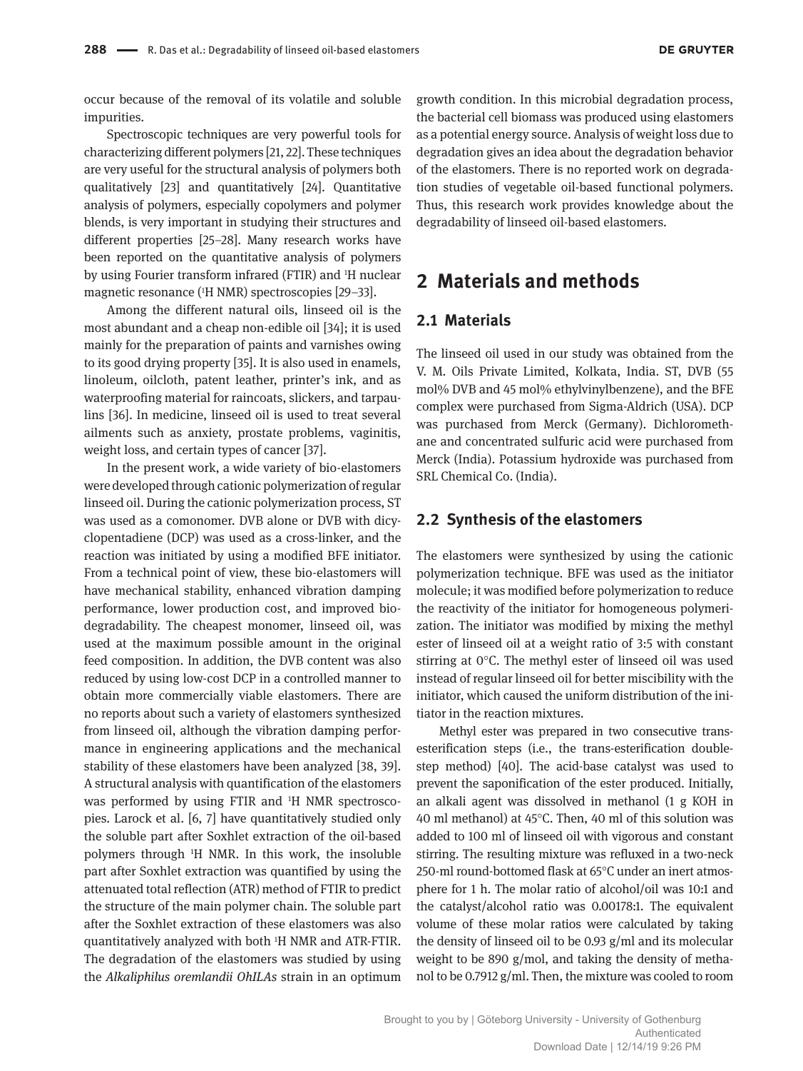occur because of the removal of its volatile and soluble impurities.

Spectroscopic techniques are very powerful tools for characterizing different polymers [21, 22]. These techniques are very useful for the structural analysis of polymers both qualitatively [23] and quantitatively [24]. Quantitative analysis of polymers, especially copolymers and polymer blends, is very important in studying their structures and different properties [25–28]. Many research works have been reported on the quantitative analysis of polymers by using Fourier transform infrared (FTIR) and $^1$H nuclear magnetic resonance ($^1$H NMR) spectroscopies [29–33].

Among the different natural oils, linseed oil is the most abundant and a cheap non-edible oil [34]; it is used mainly for the preparation of paints and varnishes owing to its good drying property [35]. It is also used in enamels, linoleum, oilcloth, patent leather, printer's ink, and as waterproofing material for raincoats, slickers, and tarpaulins [36]. In medicine, linseed oil is used to treat several ailments such as anxiety, prostate problems, vaginitis, weight loss, and certain types of cancer [37].

In the present work, a wide variety of bio-elastomers were developed through cationic polymerization of regular linseed oil. During the cationic polymerization process, ST was used as a comonomer. DVB alone or DVB with dicyclopentadiene (DCP) was used as a cross-linker, and the reaction was initiated by using a modified BFE initiator. From a technical point of view, these bio-elastomers will have mechanical stability, enhanced vibration damping performance, lower production cost, and improved biodegradability. The cheapest monomer, linseed oil, was used at the maximum possible amount in the original feed composition. In addition, the DVB content was also reduced by using low-cost DCP in a controlled manner to obtain more commercially viable elastomers. There are no reports about such a variety of elastomers synthesized from linseed oil, although the vibration damping performance in engineering applications and the mechanical stability of these elastomers have been analyzed [38, 39]. A structural analysis with quantification of the elastomers was performed by using FTIR and $^1$H NMR spectroscopies. Larock et al. [6, 7] have quantitatively studied only the soluble part after Soxhlet extraction of the oil-based polymers through $^1$H NMR. In this work, the insoluble part after Soxhlet extraction was quantified by using the attenuated total reflection (ATR) method of FTIR to predict the structure of the main polymer chain. The soluble part after the Soxhlet extraction of these elastomers was also quantitatively analyzed with both $^1$H NMR and ATR-FTIR. The degradation of the elastomers was studied by using the *Alkaliphilus oremlandii OhILAs* strain in an optimum growth condition. In this microbial degradation process, the bacterial cell biomass was produced using elastomers as a potential energy source. Analysis of weight loss due to degradation gives an idea about the degradation behavior of the elastomers. There is no reported work on degradation studies of vegetable oil-based functional polymers. Thus, this research work provides knowledge about the degradability of linseed oil-based elastomers.

## 2 Materials and methods

### 2.1 Materials

The linseed oil used in our study was obtained from the V. M. Oils Private Limited, Kolkata, India. ST, DVB (55 mol% DVB and 45 mol% ethylvinylbenzene), and the BFE complex were purchased from Sigma-Aldrich (USA). DCP was purchased from Merck (Germany). Dichloromethane and concentrated sulfuric acid were purchased from Merck (India). Potassium hydroxide was purchased from SRL Chemical Co. (India).

### 2.2 Synthesis of the elastomers

The elastomers were synthesized by using the cationic polymerization technique. BFE was used as the initiator molecule; it was modified before polymerization to reduce the reactivity of the initiator for homogeneous polymerization. The initiator was modified by mixing the methyl ester of linseed oil at a weight ratio of 3:5 with constant stirring at 0°C. The methyl ester of linseed oil was used instead of regular linseed oil for better miscibility with the initiator, which caused the uniform distribution of the initiator in the reaction mixtures.

Methyl ester was prepared in two consecutive trans-esterification steps (i.e., the trans-esterification double-step method) [40]. The acid-base catalyst was used to prevent the saponification of the ester produced. Initially, an alkali agent was dissolved in methanol (1 g KOH in 40 ml methanol) at 45°C. Then, 40 ml of this solution was added to 100 ml of linseed oil with vigorous and constant stirring. The resulting mixture was refluxed in a two-neck 250-ml round-bottomed flask at 65°C under an inert atmosphere for 1 h. The molar ratio of alcohol/oil was 10:1 and the catalyst/alcohol ratio was 0.00178:1. The equivalent volume of these molar ratios were calculated by taking the density of linseed oil to be 0.93 g/ml and its molecular weight to be 890 g/mol, and taking the density of methanol to be 0.7912 g/ml. Then, the mixture was cooled to room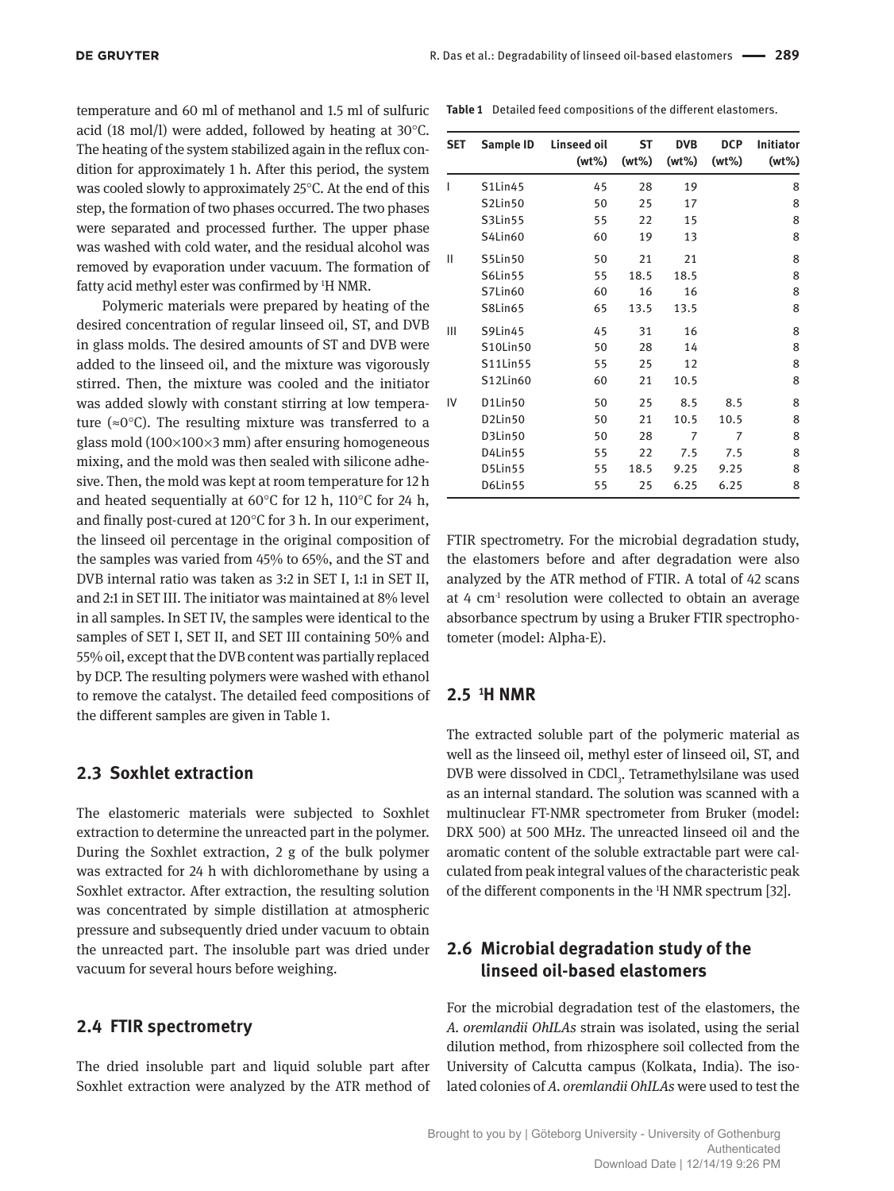temperature and 60 ml of methanol and 1.5 ml of sulfuric acid (18 mol/l) were added, followed by heating at 30°C. The heating of the system stabilized again in the reflux condition for approximately 1 h. After this period, the system was cooled slowly to approximately 25°C. At the end of this step, the formation of two phases occurred. The two phases were separated and processed further. The upper phase was washed with cold water, and the residual alcohol was removed by evaporation under vacuum. The formation of fatty acid methyl ester was confirmed by $^1$H NMR.

Polymeric materials were prepared by heating of the desired concentration of regular linseed oil, ST, and DVB in glass molds. The desired amounts of ST and DVB were added to the linseed oil, and the mixture was vigorously stirred. Then, the mixture was cooled and the initiator was added slowly with constant stirring at low temperature (≈0°C). The resulting mixture was transferred to a glass mold (100×100×3 mm) after ensuring homogeneous mixing, and the mold was then sealed with silicone adhesive. Then, the mold was kept at room temperature for 12 h and heated sequentially at 60°C for 12 h, 110°C for 24 h, and finally post-cured at 120°C for 3 h. In our experiment, the linseed oil percentage in the original composition of the samples was varied from 45% to 65%, and the ST and DVB internal ratio was taken as 3:2 in SET I, 1:1 in SET II, and 2:1 in SET III. The initiator was maintained at 8% level in all samples. In SET IV, the samples were identical to the samples of SET I, SET II, and SET III containing 50% and 55% oil, except that the DVB content was partially replaced by DCP. The resulting polymers were washed with ethanol to remove the catalyst. The detailed feed compositions of the different samples are given in Table 1.

**Table 1** Detailed feed compositions of the different elastomers.

| SET | Sample ID | Linseed oil (wt%) | ST (wt%) | DVB (wt%) | DCP (wt%) | Initiator (wt%) |
|---|---|---|---|---|---|---|
| I | S1Lin45 | 45 | 28 | 19 | | 8 |
| | S2Lin50 | 50 | 25 | 17 | | 8 |
| | S3Lin55 | 55 | 22 | 15 | | 8 |
| | S4Lin60 | 60 | 19 | 13 | | 8 |
| II | S5Lin50 | 50 | 21 | 21 | | 8 |
| | S6Lin55 | 55 | 18.5 | 18.5 | | 8 |
| | S7Lin60 | 60 | 16 | 16 | | 8 |
| | S8Lin65 | 65 | 13.5 | 13.5 | | 8 |
| III | S9Lin45 | 45 | 31 | 16 | | 8 |
| | S10Lin50 | 50 | 28 | 14 | | 8 |
| | S11Lin55 | 55 | 25 | 12 | | 8 |
| | S12Lin60 | 60 | 21 | 10.5 | | 8 |
| IV | D1Lin50 | 50 | 25 | 8.5 | 8.5 | 8 |
| | D2Lin50 | 50 | 21 | 10.5 | 10.5 | 8 |
| | D3Lin50 | 50 | 28 | 7 | 7 | 8 |
| | D4Lin55 | 55 | 22 | 7.5 | 7.5 | 8 |
| | D5Lin55 | 55 | 18.5 | 9.25 | 9.25 | 8 |
| | D6Lin55 | 55 | 25 | 6.25 | 6.25 | 8 |

## 2.3 Soxhlet extraction

The elastomeric materials were subjected to Soxhlet extraction to determine the unreacted part in the polymer. During the Soxhlet extraction, 2 g of the bulk polymer was extracted for 24 h with dichloromethane by using a Soxhlet extractor. After extraction, the resulting solution was concentrated by simple distillation at atmospheric pressure and subsequently dried under vacuum to obtain the unreacted part. The insoluble part was dried under vacuum for several hours before weighing.

## 2.4 FTIR spectrometry

The dried insoluble part and liquid soluble part after Soxhlet extraction were analyzed by the ATR method of FTIR spectrometry. For the microbial degradation study, the elastomers before and after degradation were also analyzed by the ATR method of FTIR. A total of 42 scans at 4 cm$^{-1}$ resolution were collected to obtain an average absorbance spectrum by using a Bruker FTIR spectrophotometer (model: Alpha-E).

## 2.5 $^1$H NMR

The extracted soluble part of the polymeric material as well as the linseed oil, methyl ester of linseed oil, ST, and DVB were dissolved in $CDCl_3$. Tetramethylsilane was used as an internal standard. The solution was scanned with a multinuclear FT-NMR spectrometer from Bruker (model: DRX 500) at 500 MHz. The unreacted linseed oil and the aromatic content of the soluble extractable part were calculated from peak integral values of the characteristic peak of the different components in the $^1$H NMR spectrum [32].

## 2.6 Microbial degradation study of the linseed oil-based elastomers

For the microbial degradation test of the elastomers, the *A. oremlandii OhILAs* strain was isolated, using the serial dilution method, from rhizosphere soil collected from the University of Calcutta campus (Kolkata, India). The isolated colonies of *A. oremlandii OhILAs* were used to test the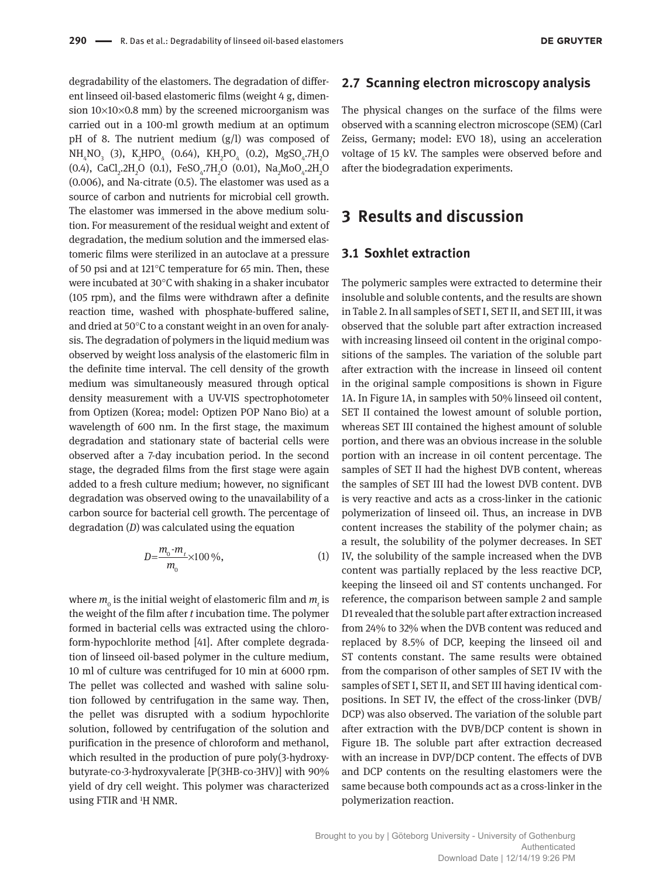degradability of the elastomers. The degradation of different linseed oil-based elastomeric films (weight 4 g, dimension 10×10×0.8 mm) by the screened microorganism was carried out in a 100-ml growth medium at an optimum pH of 8. The nutrient medium (g/l) was composed of $NH_4NO_3$ (3), $K_2HPO_4$ (0.64), $KH_2PO_4$ (0.2), $MgSO_4.7H_2O$ (0.4), $CaCl_2.2H_2O$ (0.1), $FeSO_4.7H_2O$ (0.01), $Na_2MoO_4.2H_2O$ (0.006), and Na-citrate (0.5). The elastomer was used as a source of carbon and nutrients for microbial cell growth. The elastomer was immersed in the above medium solution. For measurement of the residual weight and extent of degradation, the medium solution and the immersed elastomeric films were sterilized in an autoclave at a pressure of 50 psi and at 121°C temperature for 65 min. Then, these were incubated at 30°C with shaking in a shaker incubator (105 rpm), and the films were withdrawn after a definite reaction time, washed with phosphate-buffered saline, and dried at 50°C to a constant weight in an oven for analysis. The degradation of polymers in the liquid medium was observed by weight loss analysis of the elastomeric film in the definite time interval. The cell density of the growth medium was simultaneously measured through optical density measurement with a UV-VIS spectrophotometer from Optizen (Korea; model: Optizen POP Nano Bio) at a wavelength of 600 nm. In the first stage, the maximum degradation and stationary state of bacterial cells were observed after a 7-day incubation period. In the second stage, the degraded films from the first stage were again added to a fresh culture medium; however, no significant degradation was observed owing to the unavailability of a carbon source for bacterial cell growth. The percentage of degradation (*D*) was calculated using the equation

$$D=\frac{m_0-m_t}{m_0}\times 100\,\%, \tag{1}$$

where $m_0$ is the initial weight of elastomeric film and $m_t$ is the weight of the film after *t* incubation time. The polymer formed in bacterial cells was extracted using the chloroform-hypochlorite method [41]. After complete degradation of linseed oil-based polymer in the culture medium, 10 ml of culture was centrifuged for 10 min at 6000 rpm. The pellet was collected and washed with saline solution followed by centrifugation in the same way. Then, the pellet was disrupted with a sodium hypochlorite solution, followed by centrifugation of the solution and purification in the presence of chloroform and methanol, which resulted in the production of pure poly(3-hydroxybutyrate-co-3-hydroxyvalerate [P(3HB-co-3HV)] with 90% yield of dry cell weight. This polymer was characterized using FTIR and $^1$H NMR.

### 2.7 Scanning electron microscopy analysis

The physical changes on the surface of the films were observed with a scanning electron microscope (SEM) (Carl Zeiss, Germany; model: EVO 18), using an acceleration voltage of 15 kV. The samples were observed before and after the biodegradation experiments.

## 3 Results and discussion

### 3.1 Soxhlet extraction

The polymeric samples were extracted to determine their insoluble and soluble contents, and the results are shown in Table 2. In all samples of SET I, SET II, and SET III, it was observed that the soluble part after extraction increased with increasing linseed oil content in the original compositions of the samples. The variation of the soluble part after extraction with the increase in linseed oil content in the original sample compositions is shown in Figure 1A. In Figure 1A, in samples with 50% linseed oil content, SET II contained the lowest amount of soluble portion, whereas SET III contained the highest amount of soluble portion, and there was an obvious increase in the soluble portion with an increase in oil content percentage. The samples of SET II had the highest DVB content, whereas the samples of SET III had the lowest DVB content. DVB is very reactive and acts as a cross-linker in the cationic polymerization of linseed oil. Thus, an increase in DVB content increases the stability of the polymer chain; as a result, the solubility of the polymer decreases. In SET IV, the solubility of the sample increased when the DVB content was partially replaced by the less reactive DCP, keeping the linseed oil and ST contents unchanged. For reference, the comparison between sample 2 and sample D1 revealed that the soluble part after extraction increased from 24% to 32% when the DVB content was reduced and replaced by 8.5% of DCP, keeping the linseed oil and ST contents constant. The same results were obtained from the comparison of other samples of SET IV with the samples of SET I, SET II, and SET III having identical compositions. In SET IV, the effect of the cross-linker (DVB/DCP) was also observed. The variation of the soluble part after extraction with the DVB/DCP content is shown in Figure 1B. The soluble part after extraction decreased with an increase in DVP/DCP content. The effects of DVB and DCP contents on the resulting elastomers were the same because both compounds act as a cross-linker in the polymerization reaction.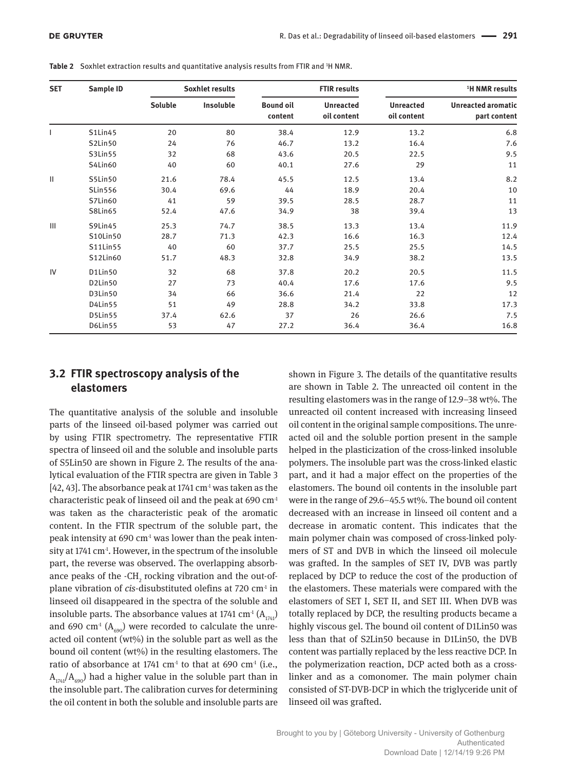**Table 2** Soxhlet extraction results and quantitative analysis results from FTIR and [1]H NMR.

| SET | Sample ID | Soxhlet results | | FTIR results | | [1]H NMR results | |
|---|---|---|---|---|---|---|---|
| | | Soluble | Insoluble | Bound oil content | Unreacted oil content | Unreacted oil content | Unreacted aromatic part content |
| I | S1Lin45 | 20 | 80 | 38.4 | 12.9 | 13.2 | 6.8 |
| | S2Lin50 | 24 | 76 | 46.7 | 13.2 | 16.4 | 7.6 |
| | S3Lin55 | 32 | 68 | 43.6 | 20.5 | 22.5 | 9.5 |
| | S4Lin60 | 40 | 60 | 40.1 | 27.6 | 29 | 11 |
| II | S5Lin50 | 21.6 | 78.4 | 45.5 | 12.5 | 13.4 | 8.2 |
| | SLin556 | 30.4 | 69.6 | 44 | 18.9 | 20.4 | 10 |
| | S7Lin60 | 41 | 59 | 39.5 | 28.5 | 28.7 | 11 |
| | S8Lin65 | 52.4 | 47.6 | 34.9 | 38 | 39.4 | 13 |
| III | S9Lin45 | 25.3 | 74.7 | 38.5 | 13.3 | 13.4 | 11.9 |
| | S10Lin50 | 28.7 | 71.3 | 42.3 | 16.6 | 16.3 | 12.4 |
| | S11Lin55 | 40 | 60 | 37.7 | 25.5 | 25.5 | 14.5 |
| | S12Lin60 | 51.7 | 48.3 | 32.8 | 34.9 | 38.2 | 13.5 |
| IV | D1Lin50 | 32 | 68 | 37.8 | 20.2 | 20.5 | 11.5 |
| | D2Lin50 | 27 | 73 | 40.4 | 17.6 | 17.6 | 9.5 |
| | D3Lin50 | 34 | 66 | 36.6 | 21.4 | 22 | 12 |
| | D4Lin55 | 51 | 49 | 28.8 | 34.2 | 33.8 | 17.3 |
| | D5Lin55 | 37.4 | 62.6 | 37 | 26 | 26.6 | 7.5 |
| | D6Lin55 | 53 | 47 | 27.2 | 36.4 | 36.4 | 16.8 |

## 3.2 FTIR spectroscopy analysis of the elastomers

The quantitative analysis of the soluble and insoluble parts of the linseed oil-based polymer was carried out by using FTIR spectrometry. The representative FTIR spectra of linseed oil and the soluble and insoluble parts of S5Lin50 are shown in Figure 2. The results of the analytical evaluation of the FTIR spectra are given in Table 3 [42, 43]. The absorbance peak at 1741 $cm^{-1}$ was taken as the characteristic peak of linseed oil and the peak at 690 $cm^{-1}$ was taken as the characteristic peak of the aromatic content. In the FTIR spectrum of the soluble part, the peak intensity at 690 $cm^{-1}$ was lower than the peak intensity at 1741 $cm^{-1}$. However, in the spectrum of the insoluble part, the reverse was observed. The overlapping absorbance peaks of the -$CH_2$ rocking vibration and the out-of-plane vibration of *cis*-disubstituted olefins at 720 $cm^{-1}$ in linseed oil disappeared in the spectra of the soluble and insoluble parts. The absorbance values at 1741 $cm^{-1}$ ($A_{1741}$) and 690 $cm^{-1}$ ($A_{690}$) were recorded to calculate the unreacted oil content (wt%) in the soluble part as well as the bound oil content (wt%) in the resulting elastomers. The ratio of absorbance at 1741 $cm^{-1}$ to that at 690 $cm^{-1}$ (i.e., $A_{1741}/A_{690}$) had a higher value in the soluble part than in the insoluble part. The calibration curves for determining the oil content in both the soluble and insoluble parts are shown in Figure 3. The details of the quantitative results are shown in Table 2. The unreacted oil content in the resulting elastomers was in the range of 12.9–38 wt%. The unreacted oil content increased with increasing linseed oil content in the original sample compositions. The unreacted oil and the soluble portion present in the sample helped in the plasticization of the cross-linked insoluble polymers. The insoluble part was the cross-linked elastic part, and it had a major effect on the properties of the elastomers. The bound oil contents in the insoluble part were in the range of 29.6–45.5 wt%. The bound oil content decreased with an increase in linseed oil content and a decrease in aromatic content. This indicates that the main polymer chain was composed of cross-linked polymers of ST and DVB in which the linseed oil molecule was grafted. In the samples of SET IV, DVB was partly replaced by DCP to reduce the cost of the production of the elastomers. These materials were compared with the elastomers of SET I, SET II, and SET III. When DVB was totally replaced by DCP, the resulting products became a highly viscous gel. The bound oil content of D1Lin50 was less than that of S2Lin50 because in D1Lin50, the DVB content was partially replaced by the less reactive DCP. In the polymerization reaction, DCP acted both as a cross-linker and as a comonomer. The main polymer chain consisted of ST-DVB-DCP in which the triglyceride unit of linseed oil was grafted.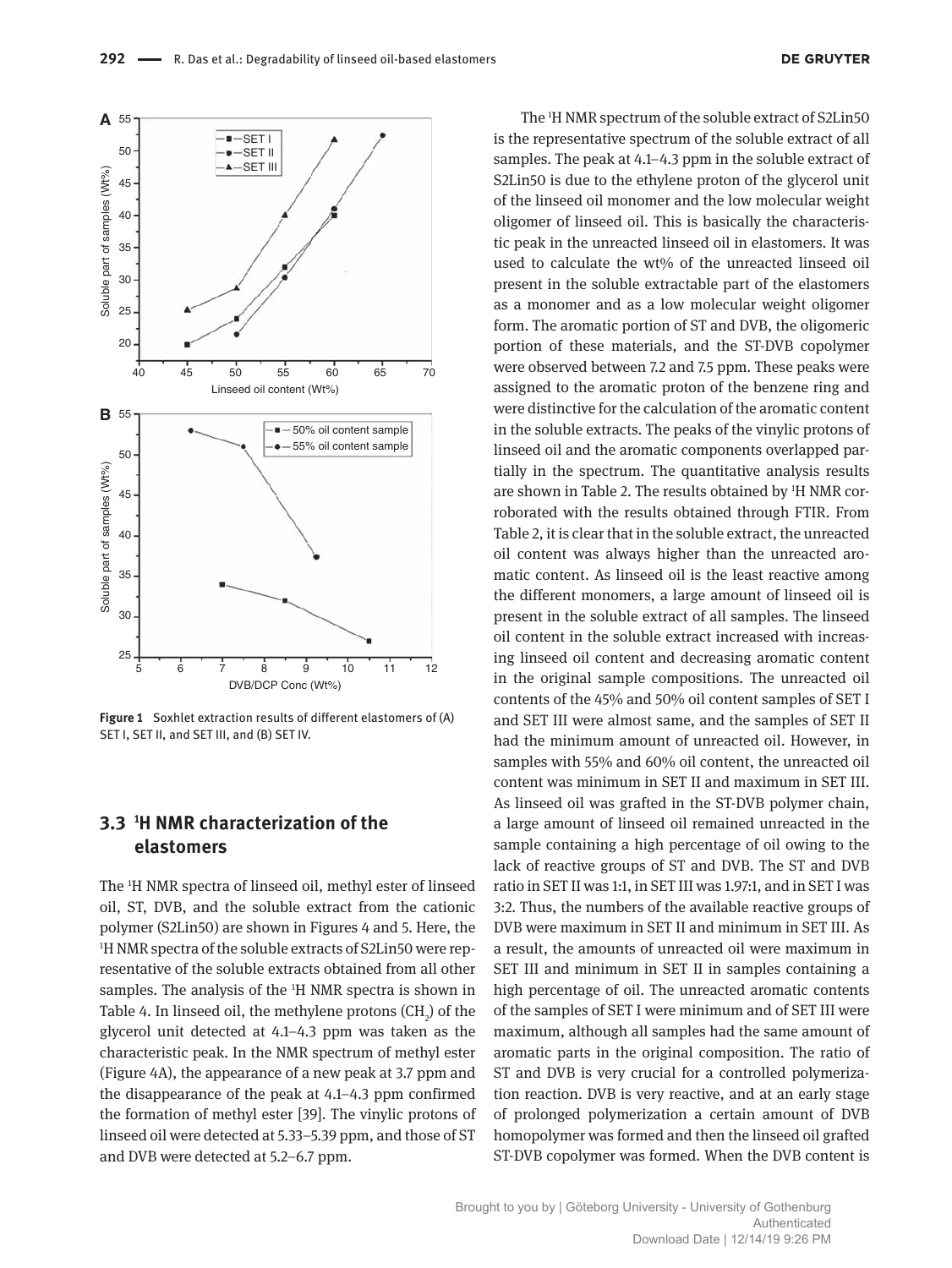**Figure 1** Soxhlet extraction results of different elastomers of (A) SET I, SET II, and SET III, and (B) SET IV.

## 3.3 $^1$H NMR characterization of the elastomers

The $^1$H NMR spectra of linseed oil, methyl ester of linseed oil, ST, DVB, and the soluble extract from the cationic polymer (S2Lin50) are shown in Figures 4 and 5. Here, the $^1$H NMR spectra of the soluble extracts of S2Lin50 were representative of the soluble extracts obtained from all other samples. The analysis of the $^1$H NMR spectra is shown in Table 4. In linseed oil, the methylene protons ($CH_2$) of the glycerol unit detected at 4.1–4.3 ppm was taken as the characteristic peak. In the NMR spectrum of methyl ester (Figure 4A), the appearance of a new peak at 3.7 ppm and the disappearance of the peak at 4.1–4.3 ppm confirmed the formation of methyl ester [39]. The vinylic protons of linseed oil were detected at 5.33–5.39 ppm, and those of ST and DVB were detected at 5.2–6.7 ppm.

The $^1$H NMR spectrum of the soluble extract of S2Lin50 is the representative spectrum of the soluble extract of all samples. The peak at 4.1–4.3 ppm in the soluble extract of S2Lin50 is due to the ethylene proton of the glycerol unit of the linseed oil monomer and the low molecular weight oligomer of linseed oil. This is basically the characteristic peak in the unreacted linseed oil in elastomers. It was used to calculate the wt% of the unreacted linseed oil present in the soluble extractable part of the elastomers as a monomer and as a low molecular weight oligomer form. The aromatic portion of ST and DVB, the oligomeric portion of these materials, and the ST-DVB copolymer were observed between 7.2 and 7.5 ppm. These peaks were assigned to the aromatic proton of the benzene ring and were distinctive for the calculation of the aromatic content in the soluble extracts. The peaks of the vinylic protons of linseed oil and the aromatic components overlapped partially in the spectrum. The quantitative analysis results are shown in Table 2. The results obtained by $^1$H NMR corroborated with the results obtained through FTIR. From Table 2, it is clear that in the soluble extract, the unreacted oil content was always higher than the unreacted aromatic content. As linseed oil is the least reactive among the different monomers, a large amount of linseed oil is present in the soluble extract of all samples. The linseed oil content in the soluble extract increased with increasing linseed oil content and decreasing aromatic content in the original sample compositions. The unreacted oil contents of the 45% and 50% oil content samples of SET I and SET III were almost same, and the samples of SET II had the minimum amount of unreacted oil. However, in samples with 55% and 60% oil content, the unreacted oil content was minimum in SET II and maximum in SET III. As linseed oil was grafted in the ST-DVB polymer chain, a large amount of linseed oil remained unreacted in the sample containing a high percentage of oil owing to the lack of reactive groups of ST and DVB. The ST and DVB ratio in SET II was 1:1, in SET III was 1.97:1, and in SET I was 3:2. Thus, the numbers of the available reactive groups of DVB were maximum in SET II and minimum in SET III. As a result, the amounts of unreacted oil were maximum in SET III and minimum in SET II in samples containing a high percentage of oil. The unreacted aromatic contents of the samples of SET I were minimum and of SET III were maximum, although all samples had the same amount of aromatic parts in the original composition. The ratio of ST and DVB is very crucial for a controlled polymerization reaction. DVB is very reactive, and at an early stage of prolonged polymerization a certain amount of DVB homopolymer was formed and then the linseed oil grafted ST-DVB copolymer was formed. When the DVB content is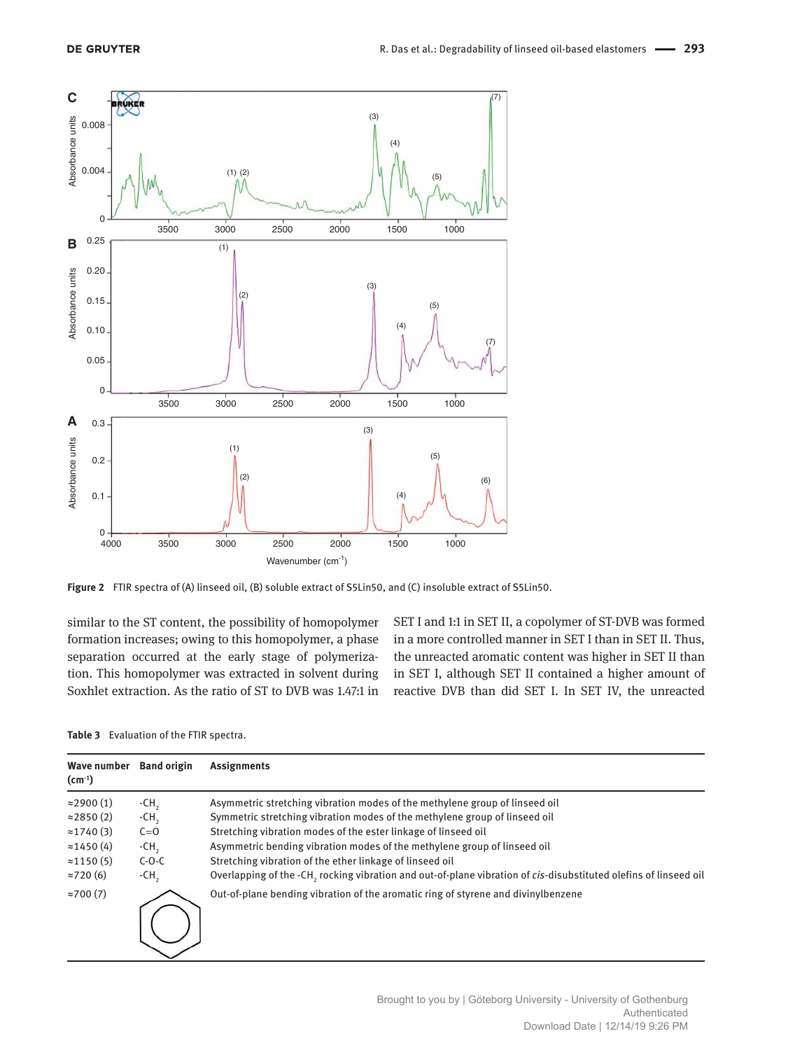Figure 2 FTIR spectra of (A) linseed oil, (B) soluble extract of S5Lin50, and (C) insoluble extract of S5Lin50.

similar to the ST content, the possibility of homopolymer formation increases; owing to this homopolymer, a phase separation occurred at the early stage of polymerization. This homopolymer was extracted in solvent during Soxhlet extraction. As the ratio of ST to DVB was 1.47:1 in SET I and 1:1 in SET II, a copolymer of ST-DVB was formed in a more controlled manner in SET I than in SET II. Thus, the unreacted aromatic content was higher in SET II than in SET I, although SET II contained a higher amount of reactive DVB than did SET I. In SET IV, the unreacted

**Table 3** Evaluation of the FTIR spectra.

| Wave number ($cm^{-1}$) | Band origin | Assignments |
|---|---|---|
| ≈2900 (1) | $-CH_2$ | Asymmetric stretching vibration modes of the methylene group of linseed oil |
| ≈2850 (2) | $-CH_2$ | Symmetric stretching vibration modes of the methylene group of linseed oil |
| ≈1740 (3) | C=O | Stretching vibration modes of the ester linkage of linseed oil |
| ≈1450 (4) | $-CH_2$ | Asymmetric bending vibration modes of the methylene group of linseed oil |
| ≈1150 (5) | C-O-C | Stretching vibration of the ether linkage of linseed oil |
| ≈720 (6) | $-CH_2$ | Overlapping of the $-CH_2$ rocking vibration and out-of-plane vibration of *cis*-disubstituted olefins of linseed oil |
| ≈700 (7) | (aromatic ring) | Out-of-plane bending vibration of the aromatic ring of styrene and divinylbenzene |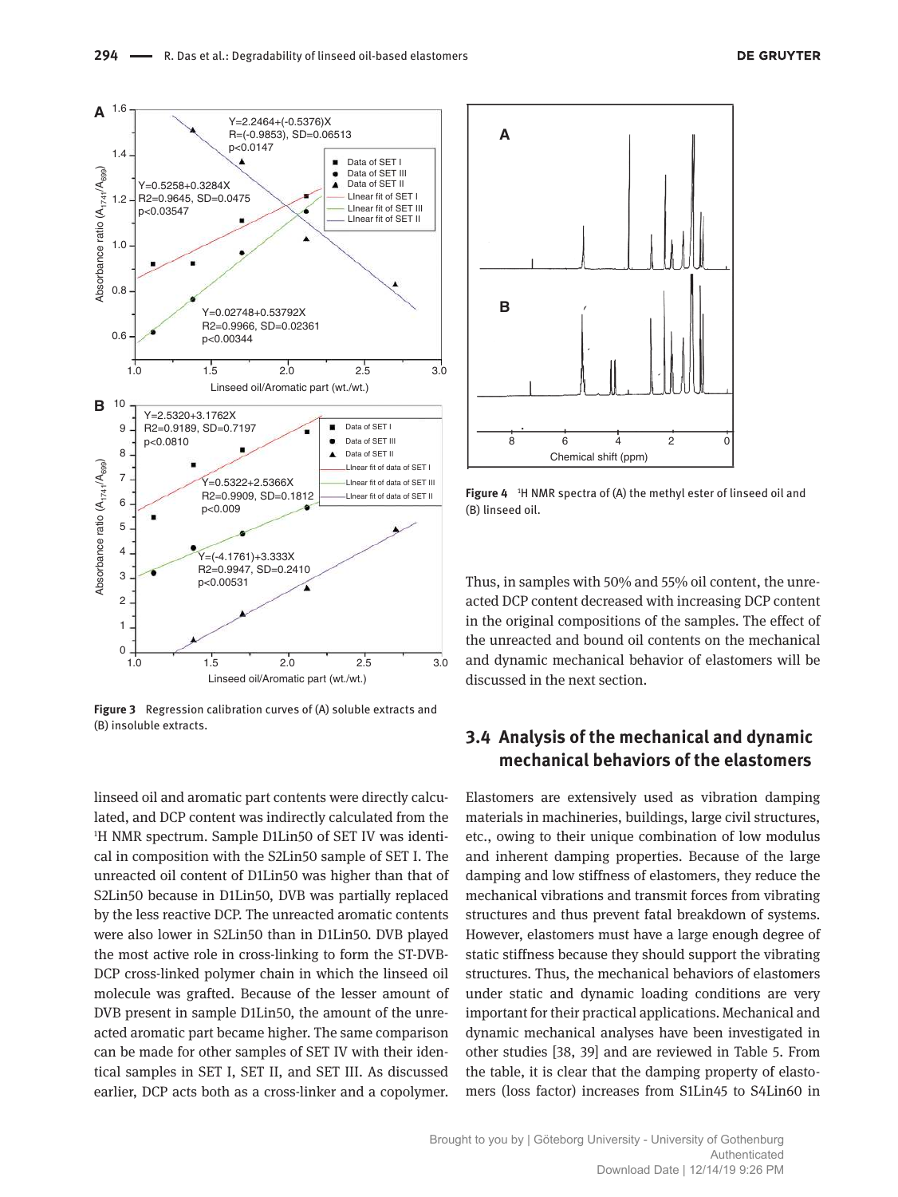**Figure 3** Regression calibration curves of (A) soluble extracts and (B) insoluble extracts.

**Figure 4** [1]H NMR spectra of (A) the methyl ester of linseed oil and (B) linseed oil.

linseed oil and aromatic part contents were directly calculated, and DCP content was indirectly calculated from the [1]H NMR spectrum. Sample D1Lin50 of SET IV was identical in composition with the S2Lin50 sample of SET I. The unreacted oil content of D1Lin50 was higher than that of S2Lin50 because in D1Lin50, DVB was partially replaced by the less reactive DCP. The unreacted aromatic contents were also lower in S2Lin50 than in D1Lin50. DVB played the most active role in cross-linking to form the ST-DVB-DCP cross-linked polymer chain in which the linseed oil molecule was grafted. Because of the lesser amount of DVB present in sample D1Lin50, the amount of the unreacted aromatic part became higher. The same comparison can be made for other samples of SET IV with their identical samples in SET I, SET II, and SET III. As discussed earlier, DCP acts both as a cross-linker and a copolymer. Thus, in samples with 50% and 55% oil content, the unreacted DCP content decreased with increasing DCP content in the original compositions of the samples. The effect of the unreacted and bound oil contents on the mechanical and dynamic mechanical behavior of elastomers will be discussed in the next section.

## 3.4 Analysis of the mechanical and dynamic mechanical behaviors of the elastomers

Elastomers are extensively used as vibration damping materials in machineries, buildings, large civil structures, etc., owing to their unique combination of low modulus and inherent damping properties. Because of the large damping and low stiffness of elastomers, they reduce the mechanical vibrations and transmit forces from vibrating structures and thus prevent fatal breakdown of systems. However, elastomers must have a large enough degree of static stiffness because they should support the vibrating structures. Thus, the mechanical behaviors of elastomers under static and dynamic loading conditions are very important for their practical applications. Mechanical and dynamic mechanical analyses have been investigated in other studies [38, 39] and are reviewed in Table 5. From the table, it is clear that the damping property of elastomers (loss factor) increases from S1Lin45 to S4Lin60 in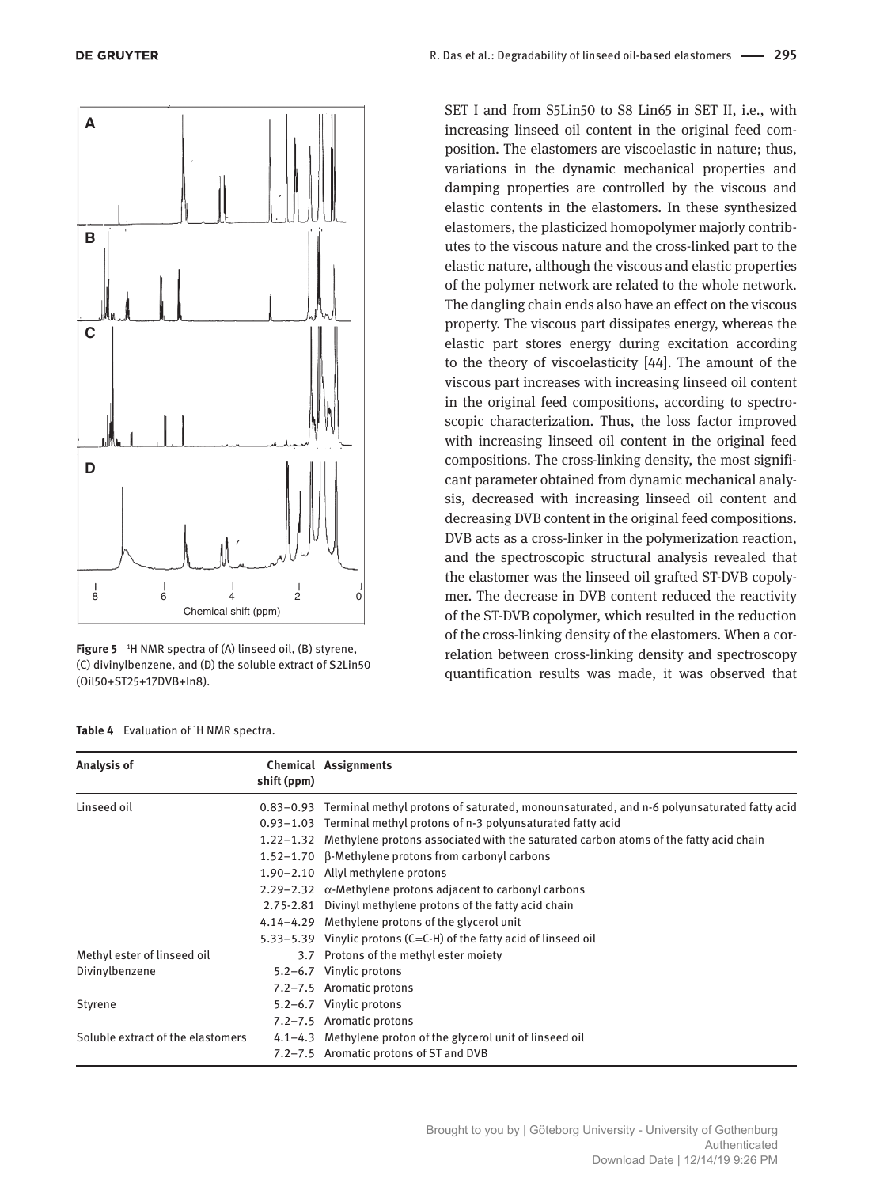SET I and from S5Lin50 to S8 Lin65 in SET II, i.e., with increasing linseed oil content in the original feed composition. The elastomers are viscoelastic in nature; thus, variations in the dynamic mechanical properties and damping properties are controlled by the viscous and elastic contents in the elastomers. In these synthesized elastomers, the plasticized homopolymer majorly contributes to the viscous nature and the cross-linked part to the elastic nature, although the viscous and elastic properties of the polymer network are related to the whole network. The dangling chain ends also have an effect on the viscous property. The viscous part dissipates energy, whereas the elastic part stores energy during excitation according to the theory of viscoelasticity [44]. The amount of the viscous part increases with increasing linseed oil content in the original feed compositions, according to spectroscopic characterization. Thus, the loss factor improved with increasing linseed oil content in the original feed compositions. The cross-linking density, the most significant parameter obtained from dynamic mechanical analysis, decreased with increasing linseed oil content and decreasing DVB content in the original feed compositions. DVB acts as a cross-linker in the polymerization reaction, and the spectroscopic structural analysis revealed that the elastomer was the linseed oil grafted ST-DVB copolymer. The decrease in DVB content reduced the reactivity of the ST-DVB copolymer, which resulted in the reduction of the cross-linking density of the elastomers. When a correlation between cross-linking density and spectroscopy quantification results was made, it was observed that

**Figure 5** $^1$H NMR spectra of (A) linseed oil, (B) styrene, (C) divinylbenzene, and (D) the soluble extract of S2Lin50 (Oil50+ST25+17DVB+In8).

**Table 4** Evaluation of $^1$H NMR spectra.

| Analysis of | Chemical shift (ppm) | Assignments |
|---|---|---|
| Linseed oil | 0.83–0.93 | Terminal methyl protons of saturated, monounsaturated, and n-6 polyunsaturated fatty acid |
| | 0.93–1.03 | Terminal methyl protons of n-3 polyunsaturated fatty acid |
| | 1.22–1.32 | Methylene protons associated with the saturated carbon atoms of the fatty acid chain |
| | 1.52–1.70 | β-Methylene protons from carbonyl carbons |
| | 1.90–2.10 | Allyl methylene protons |
| | 2.29–2.32 | α-Methylene protons adjacent to carbonyl carbons |
| | 2.75-2.81 | Divinyl methylene protons of the fatty acid chain |
| | 4.14–4.29 | Methylene protons of the glycerol unit |
| | 5.33–5.39 | Vinylic protons (C=C-H) of the fatty acid of linseed oil |
| Methyl ester of linseed oil | 3.7 | Protons of the methyl ester moiety |
| Divinylbenzene | 5.2–6.7 | Vinylic protons |
| | 7.2–7.5 | Aromatic protons |
| Styrene | 5.2–6.7 | Vinylic protons |
| | 7.2–7.5 | Aromatic protons |
| Soluble extract of the elastomers | 4.1–4.3 | Methylene proton of the glycerol unit of linseed oil |
| | 7.2–7.5 | Aromatic protons of ST and DVB |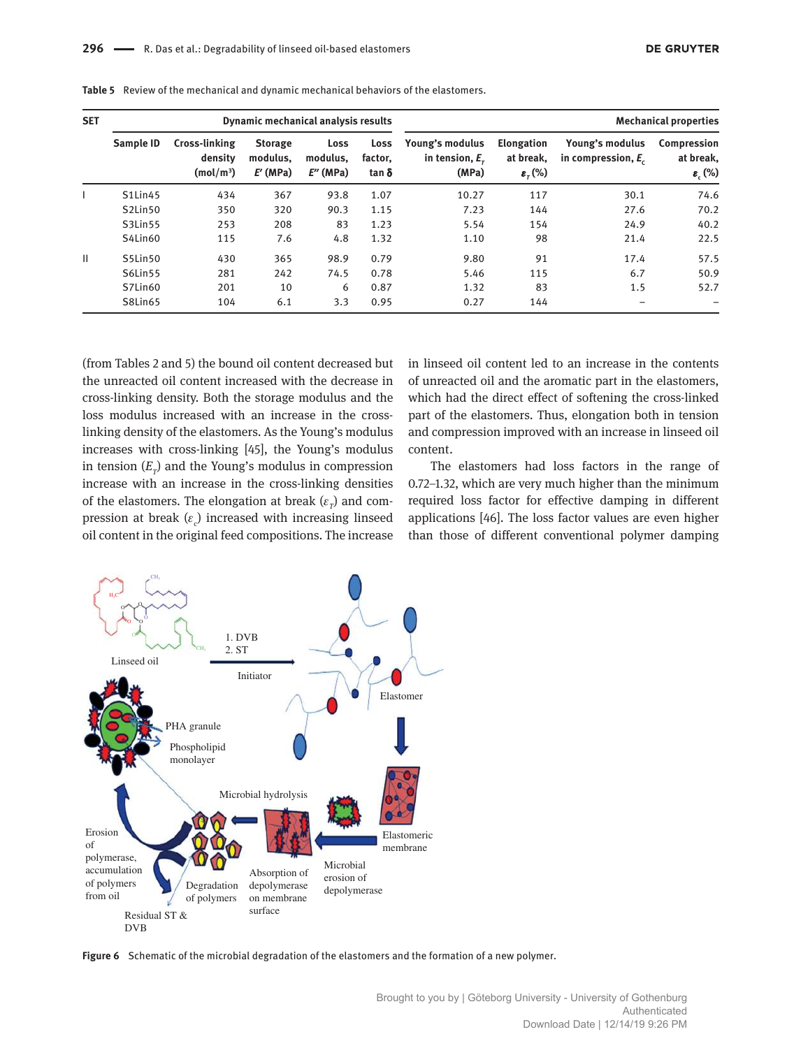**Table 5** Review of the mechanical and dynamic mechanical behaviors of the elastomers.

| SET | Dynamic mechanical analysis results | | | | | Mechanical properties | | | |
|---|---|---|---|---|---|---|---|---|---|
| | Sample ID | Cross-linking density (mol/m³) | Storage modulus, $E'$ (MPa) | Loss modulus, $E''$ (MPa) | Loss factor, tan δ | Young's modulus in tension, $E_T$ (MPa) | Elongation at break, $\varepsilon_T$ (%) | Young's modulus in compression, $E_c$ | Compression at break, $\varepsilon_c$ (%) |
| I | S1Lin45 | 434 | 367 | 93.8 | 1.07 | 10.27 | 117 | 30.1 | 74.6 |
| | S2Lin50 | 350 | 320 | 90.3 | 1.15 | 7.23 | 144 | 27.6 | 70.2 |
| | S3Lin55 | 253 | 208 | 83 | 1.23 | 5.54 | 154 | 24.9 | 40.2 |
| | S4Lin60 | 115 | 7.6 | 4.8 | 1.32 | 1.10 | 98 | 21.4 | 22.5 |
| II | S5Lin50 | 430 | 365 | 98.9 | 0.79 | 9.80 | 91 | 17.4 | 57.5 |
| | S6Lin55 | 281 | 242 | 74.5 | 0.78 | 5.46 | 115 | 6.7 | 50.9 |
| | S7Lin60 | 201 | 10 | 6 | 0.87 | 1.32 | 83 | 1.5 | 52.7 |
| | S8Lin65 | 104 | 6.1 | 3.3 | 0.95 | 0.27 | 144 | – | – |

(from Tables 2 and 5) the bound oil content decreased but the unreacted oil content increased with the decrease in cross-linking density. Both the storage modulus and the loss modulus increased with an increase in the cross-linking density of the elastomers. As the Young's modulus increases with cross-linking [45], the Young's modulus in tension ($E_T$) and the Young's modulus in compression increase with an increase in the cross-linking densities of the elastomers. The elongation at break ($\varepsilon_T$) and compression at break ($\varepsilon_c$) increased with increasing linseed oil content in the original feed compositions. The increase in linseed oil content led to an increase in the contents of unreacted oil and the aromatic part in the elastomers, which had the direct effect of softening the cross-linked part of the elastomers. Thus, elongation both in tension and compression improved with an increase in linseed oil content.

The elastomers had loss factors in the range of 0.72–1.32, which are very much higher than the minimum required loss factor for effective damping in different applications [46]. The loss factor values are even higher than those of different conventional polymer damping

**Figure 6** Schematic of the microbial degradation of the elastomers and the formation of a new polymer.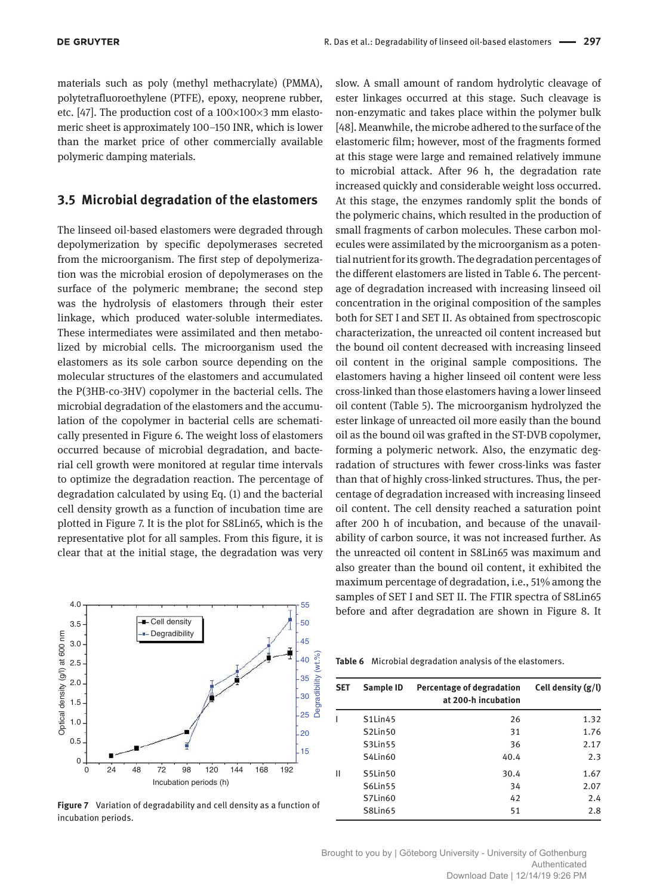materials such as poly (methyl methacrylate) (PMMA), polytetrafluoroethylene (PTFE), epoxy, neoprene rubber, etc. [47]. The production cost of a 100×100×3 mm elastomeric sheet is approximately 100–150 INR, which is lower than the market price of other commercially available polymeric damping materials.

## 3.5 Microbial degradation of the elastomers

The linseed oil-based elastomers were degraded through depolymerization by specific depolymerases secreted from the microorganism. The first step of depolymerization was the microbial erosion of depolymerases on the surface of the polymeric membrane; the second step was the hydrolysis of elastomers through their ester linkage, which produced water-soluble intermediates. These intermediates were assimilated and then metabolized by microbial cells. The microorganism used the elastomers as its sole carbon source depending on the molecular structures of the elastomers and accumulated the P(3HB-co-3HV) copolymer in the bacterial cells. The microbial degradation of the elastomers and the accumulation of the copolymer in bacterial cells are schematically presented in Figure 6. The weight loss of elastomers occurred because of microbial degradation, and bacterial cell growth were monitored at regular time intervals to optimize the degradation reaction. The percentage of degradation calculated by using Eq. (1) and the bacterial cell density growth as a function of incubation time are plotted in Figure 7. It is the plot for S8Lin65, which is the representative plot for all samples. From this figure, it is clear that at the initial stage, the degradation was very slow. A small amount of random hydrolytic cleavage of ester linkages occurred at this stage. Such cleavage is non-enzymatic and takes place within the polymer bulk [48]. Meanwhile, the microbe adhered to the surface of the elastomeric film; however, most of the fragments formed at this stage were large and remained relatively immune to microbial attack. After 96 h, the degradation rate increased quickly and considerable weight loss occurred. At this stage, the enzymes randomly split the bonds of the polymeric chains, which resulted in the production of small fragments of carbon molecules. These carbon molecules were assimilated by the microorganism as a potential nutrient for its growth. The degradation percentages of the different elastomers are listed in Table 6. The percentage of degradation increased with increasing linseed oil concentration in the original composition of the samples both for SET I and SET II. As obtained from spectroscopic characterization, the unreacted oil content increased but the bound oil content decreased with increasing linseed oil content in the original sample compositions. The elastomers having a higher linseed oil content were less cross-linked than those elastomers having a lower linseed oil content (Table 5). The microorganism hydrolyzed the ester linkage of unreacted oil more easily than the bound oil as the bound oil was grafted in the ST-DVB copolymer, forming a polymeric network. Also, the enzymatic degradation of structures with fewer cross-links was faster than that of highly cross-linked structures. Thus, the percentage of degradation increased with increasing linseed oil content. The cell density reached a saturation point after 200 h of incubation, and because of the unavailability of carbon source, it was not increased further. As the unreacted oil content in S8Lin65 was maximum and also greater than the bound oil content, it exhibited the maximum percentage of degradation, i.e., 51% among the samples of SET I and SET II. The FTIR spectra of S8Lin65 before and after degradation are shown in Figure 8. It

**Figure 7** Variation of degradability and cell density as a function of incubation periods.

**Table 6** Microbial degradation analysis of the elastomers.

| SET | Sample ID | Percentage of degradation at 200-h incubation | Cell density (g/l) |
|---|---|---|---|
| I | S1Lin45 | 26 | 1.32 |
| | S2Lin50 | 31 | 1.76 |
| | S3Lin55 | 36 | 2.17 |
| | S4Lin60 | 40.4 | 2.3 |
| II | S5Lin50 | 30.4 | 1.67 |
| | S6Lin55 | 34 | 2.07 |
| | S7Lin60 | 42 | 2.4 |
| | S8Lin65 | 51 | 2.8 |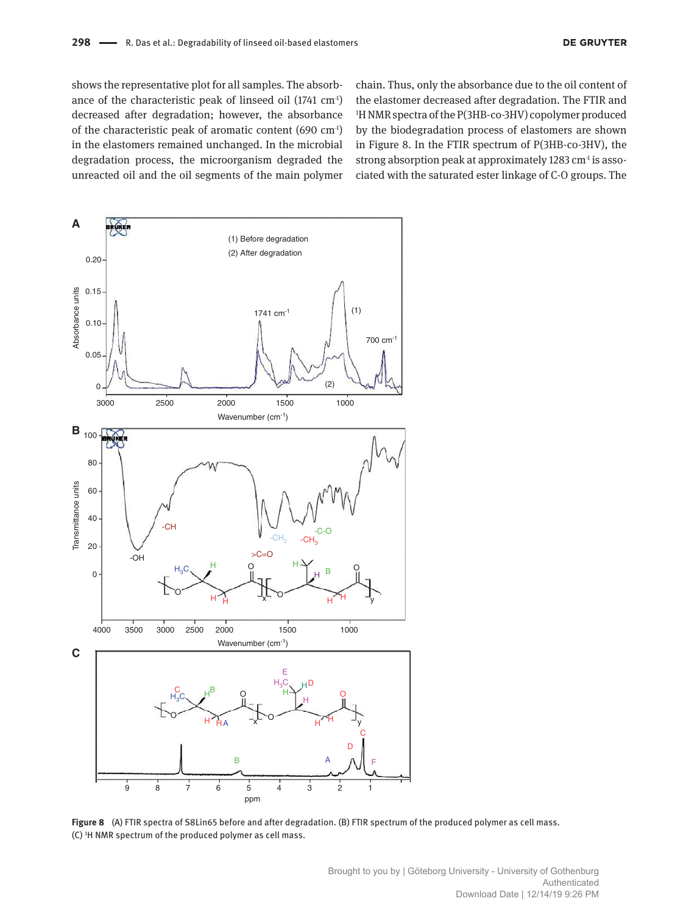shows the representative plot for all samples. The absorbance of the characteristic peak of linseed oil (1741 $cm^{-1}$) decreased after degradation; however, the absorbance of the characteristic peak of aromatic content (690 $cm^{-1}$) in the elastomers remained unchanged. In the microbial degradation process, the microorganism degraded the unreacted oil and the oil segments of the main polymer chain. Thus, only the absorbance due to the oil content of the elastomer decreased after degradation. The FTIR and $^{1}H$ NMR spectra of the P(3HB-co-3HV) copolymer produced by the biodegradation process of elastomers are shown in Figure 8. In the FTIR spectrum of P(3HB-co-3HV), the strong absorption peak at approximately 1283 $cm^{-1}$ is associated with the saturated ester linkage of C-O groups. The

**Figure 8** (A) FTIR spectra of S8Lin65 before and after degradation. (B) FTIR spectrum of the produced polymer as cell mass. (C) $^{1}H$ NMR spectrum of the produced polymer as cell mass.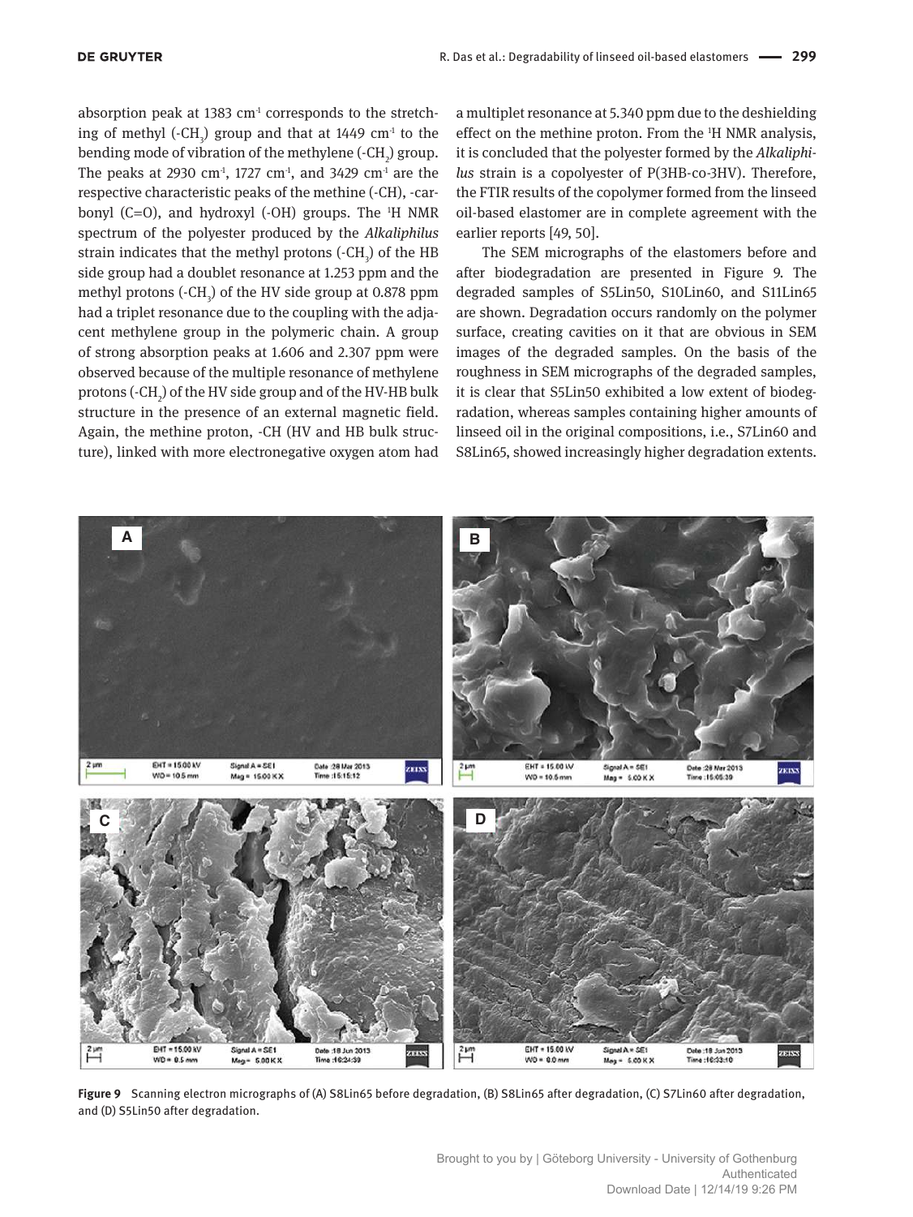absorption peak at 1383 $cm^{-1}$ corresponds to the stretching of methyl (-$CH_3$) group and that at 1449 $cm^{-1}$ to the bending mode of vibration of the methylene (-$CH_2$) group. The peaks at 2930 $cm^{-1}$, 1727 $cm^{-1}$, and 3429 $cm^{-1}$ are the respective characteristic peaks of the methine (-CH), -carbonyl (C=O), and hydroxyl (-OH) groups. The $^1H$ NMR spectrum of the polyester produced by the *Alkaliphilus* strain indicates that the methyl protons (-$CH_3$) of the HB side group had a doublet resonance at 1.253 ppm and the methyl protons (-$CH_3$) of the HV side group at 0.878 ppm had a triplet resonance due to the coupling with the adjacent methylene group in the polymeric chain. A group of strong absorption peaks at 1.606 and 2.307 ppm were observed because of the multiple resonance of methylene protons (-$CH_2$) of the HV side group and of the HV-HB bulk structure in the presence of an external magnetic field. Again, the methine proton, -CH (HV and HB bulk structure), linked with more electronegative oxygen atom had a multiplet resonance at 5.340 ppm due to the deshielding effect on the methine proton. From the $^1H$ NMR analysis, it is concluded that the polyester formed by the *Alkaliphilus* strain is a copolyester of P(3HB-co-3HV). Therefore, the FTIR results of the copolymer formed from the linseed oil-based elastomer are in complete agreement with the earlier reports [49, 50].

The SEM micrographs of the elastomers before and after biodegradation are presented in Figure 9. The degraded samples of S5Lin50, S10Lin60, and S11Lin65 are shown. Degradation occurs randomly on the polymer surface, creating cavities on it that are obvious in SEM images of the degraded samples. On the basis of the roughness in SEM micrographs of the degraded samples, it is clear that S5Lin50 exhibited a low extent of biodegradation, whereas samples containing higher amounts of linseed oil in the original compositions, i.e., S7Lin60 and S8Lin65, showed increasingly higher degradation extents.

**Figure 9** Scanning electron micrographs of (A) S8Lin65 before degradation, (B) S8Lin65 after degradation, (C) S7Lin60 after degradation, and (D) S5Lin50 after degradation.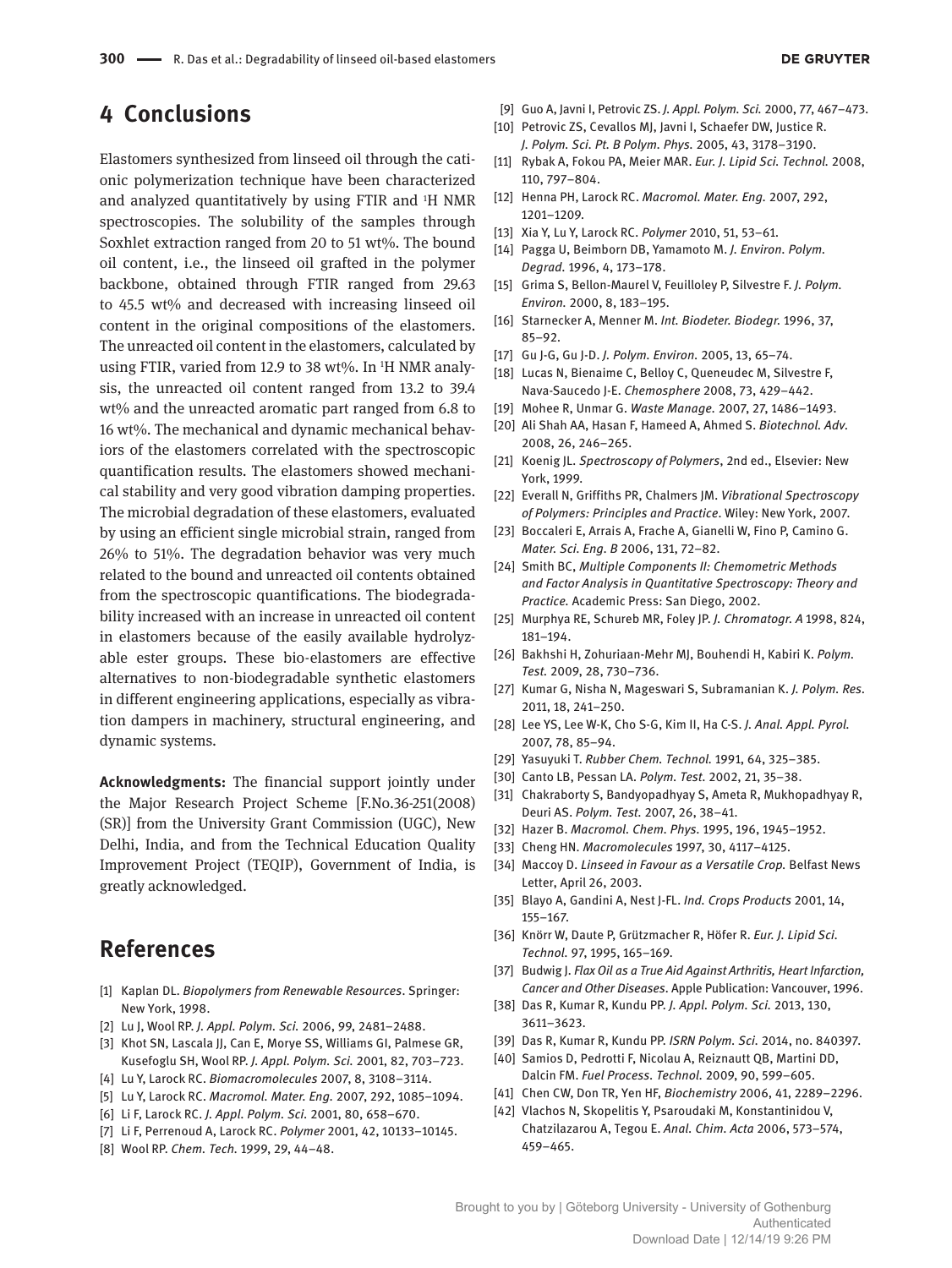## 4 Conclusions

Elastomers synthesized from linseed oil through the cationic polymerization technique have been characterized and analyzed quantitatively by using FTIR and $^{1}$H NMR spectroscopies. The solubility of the samples through Soxhlet extraction ranged from 20 to 51 wt%. The bound oil content, i.e., the linseed oil grafted in the polymer backbone, obtained through FTIR ranged from 29.63 to 45.5 wt% and decreased with increasing linseed oil content in the original compositions of the elastomers. The unreacted oil content in the elastomers, calculated by using FTIR, varied from 12.9 to 38 wt%. In $^{1}$H NMR analysis, the unreacted oil content ranged from 13.2 to 39.4 wt% and the unreacted aromatic part ranged from 6.8 to 16 wt%. The mechanical and dynamic mechanical behaviors of the elastomers correlated with the spectroscopic quantification results. The elastomers showed mechanical stability and very good vibration damping properties. The microbial degradation of these elastomers, evaluated by using an efficient single microbial strain, ranged from 26% to 51%. The degradation behavior was very much related to the bound and unreacted oil contents obtained from the spectroscopic quantifications. The biodegradability increased with an increase in unreacted oil content in elastomers because of the easily available hydrolyzable ester groups. These bio-elastomers are effective alternatives to non-biodegradable synthetic elastomers in different engineering applications, especially as vibration dampers in machinery, structural engineering, and dynamic systems.

**Acknowledgments:** The financial support jointly under the Major Research Project Scheme [F.No.36-251(2008) (SR)] from the University Grant Commission (UGC), New Delhi, India, and from the Technical Education Quality Improvement Project (TEQIP), Government of India, is greatly acknowledged.

## References

[1] Kaplan DL. *Biopolymers from Renewable Resources*. Springer: New York, 1998.
[2] Lu J, Wool RP. *J. Appl. Polym. Sci.* 2006, 99, 2481–2488.
[3] Khot SN, Lascala JJ, Can E, Morye SS, Williams GI, Palmese GR, Kusefoglu SH, Wool RP. *J. Appl. Polym. Sci.* 2001, 82, 703–723.
[4] Lu Y, Larock RC. *Biomacromolecules* 2007, 8, 3108–3114.
[5] Lu Y, Larock RC. *Macromol. Mater. Eng.* 2007, 292, 1085–1094.
[6] Li F, Larock RC. *J. Appl. Polym. Sci.* 2001, 80, 658–670.
[7] Li F, Perrenoud A, Larock RC. *Polymer* 2001, 42, 10133–10145.
[8] Wool RP. *Chem. Tech.* 1999, 29, 44–48.
[9] Guo A, Javni I, Petrovic ZS. *J. Appl. Polym. Sci.* 2000, 77, 467–473.
[10] Petrovic ZS, Cevallos MJ, Javni I, Schaefer DW, Justice R. *J. Polym. Sci. Pt. B Polym. Phys.* 2005, 43, 3178–3190.
[11] Rybak A, Fokou PA, Meier MAR. *Eur. J. Lipid Sci. Technol.* 2008, 110, 797–804.
[12] Henna PH, Larock RC. *Macromol. Mater. Eng.* 2007, 292, 1201–1209.
[13] Xia Y, Lu Y, Larock RC. *Polymer* 2010, 51, 53–61.
[14] Pagga U, Beimborn DB, Yamamoto M. *J. Environ. Polym. Degrad.* 1996, 4, 173–178.
[15] Grima S, Bellon-Maurel V, Feuilloley P, Silvestre F. *J. Polym. Environ.* 2000, 8, 183–195.
[16] Starnecker A, Menner M. *Int. Biodeter. Biodegr.* 1996, 37, 85–92.
[17] Gu J-G, Gu J-D. *J. Polym. Environ.* 2005, 13, 65–74.
[18] Lucas N, Bienaime C, Belloy C, Queneudec M, Silvestre F, Nava-Saucedo J-E. *Chemosphere* 2008, 73, 429–442.
[19] Mohee R, Unmar G. *Waste Manage.* 2007, 27, 1486–1493.
[20] Ali Shah AA, Hasan F, Hameed A, Ahmed S. *Biotechnol. Adv.* 2008, 26, 246–265.
[21] Koenig JL. *Spectroscopy of Polymers*, 2nd ed., Elsevier: New York, 1999.
[22] Everall N, Griffiths PR, Chalmers JM. *Vibrational Spectroscopy of Polymers: Principles and Practice*. Wiley: New York, 2007.
[23] Boccaleri E, Arrais A, Frache A, Gianelli W, Fino P, Camino G. *Mater. Sci. Eng. B* 2006, 131, 72–82.
[24] Smith BC, *Multiple Components II: Chemometric Methods and Factor Analysis in Quantitative Spectroscopy: Theory and Practice.* Academic Press: San Diego, 2002.
[25] Murphya RE, Schureb MR, Foley JP. *J. Chromatogr. A* 1998, 824, 181–194.
[26] Bakhshi H, Zohuriaan-Mehr MJ, Bouhendi H, Kabiri K. *Polym. Test.* 2009, 28, 730–736.
[27] Kumar G, Nisha N, Mageswari S, Subramanian K. *J. Polym. Res.* 2011, 18, 241–250.
[28] Lee YS, Lee W-K, Cho S-G, Kim II, Ha C-S. *J. Anal. Appl. Pyrol.* 2007, 78, 85–94.
[29] Yasuyuki T. *Rubber Chem. Technol.* 1991, 64, 325–385.
[30] Canto LB, Pessan LA. *Polym. Test.* 2002, 21, 35–38.
[31] Chakraborty S, Bandyopadhyay S, Ameta R, Mukhopadhyay R, Deuri AS. *Polym. Test.* 2007, 26, 38–41.
[32] Hazer B. *Macromol. Chem. Phys.* 1995, 196, 1945–1952.
[33] Cheng HN. *Macromolecules* 1997, 30, 4117–4125.
[34] Maccoy D. *Linseed in Favour as a Versatile Crop.* Belfast News Letter, April 26, 2003.
[35] Blayo A, Gandini A, Nest J-FL. *Ind. Crops Products* 2001, 14, 155–167.
[36] Knörr W, Daute P, Grützmacher R, Höfer R. *Eur. J. Lipid Sci. Technol.* 97, 1995, 165–169.
[37] Budwig J. *Flax Oil as a True Aid Against Arthritis, Heart Infarction, Cancer and Other Diseases*. Apple Publication: Vancouver, 1996.
[38] Das R, Kumar R, Kundu PP. *J. Appl. Polym. Sci.* 2013, 130, 3611–3623.
[39] Das R, Kumar R, Kundu PP. *ISRN Polym. Sci.* 2014, no. 840397.
[40] Samios D, Pedrotti F, Nicolau A, Reiznautt QB, Martini DD, Dalcin FM. *Fuel Process. Technol.* 2009, 90, 599–605.
[41] Chen CW, Don TR, Yen HF, *Biochemistry* 2006, 41, 2289–2296.
[42] Vlachos N, Skopelitis Y, Psaroudaki M, Konstantinidou V, Chatzilazarou A, Tegou E. *Anal. Chim. Acta* 2006, 573–574, 459–465.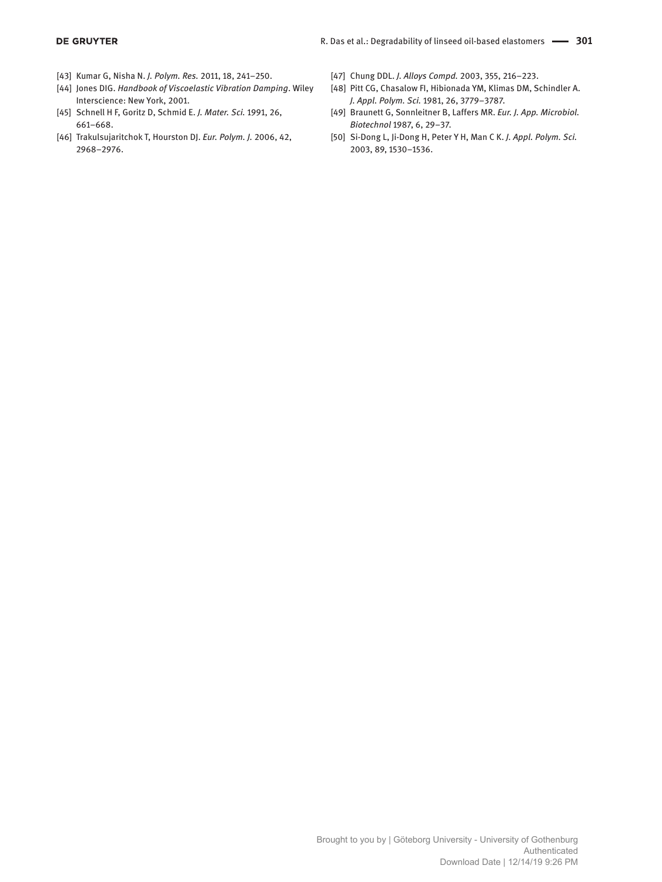[43] Kumar G, Nisha N. *J. Polym. Res.* 2011, 18, 241–250.

[44] Jones DIG. *Handbook of Viscoelastic Vibration Damping*. Wiley Interscience: New York, 2001.

[45] Schnell H F, Goritz D, Schmid E. *J. Mater. Sci.* 1991, 26, 661–668.

[46] Trakulsujaritchok T, Hourston DJ. *Eur. Polym. J.* 2006, 42, 2968–2976.

[47] Chung DDL. *J. Alloys Compd.* 2003, 355, 216–223.

[48] Pitt CG, Chasalow FI, Hibionada YM, Klimas DM, Schindler A. *J. Appl. Polym. Sci.* 1981, 26, 3779–3787.

[49] Braunett G, Sonnleitner B, Laffers MR. *Eur. J. App. Microbiol. Biotechnol* 1987, 6, 29–37.

[50] Si-Dong L, Ji-Dong H, Peter Y H, Man C K. *J. Appl. Polym. Sci.* 2003, 89, 1530–1536.